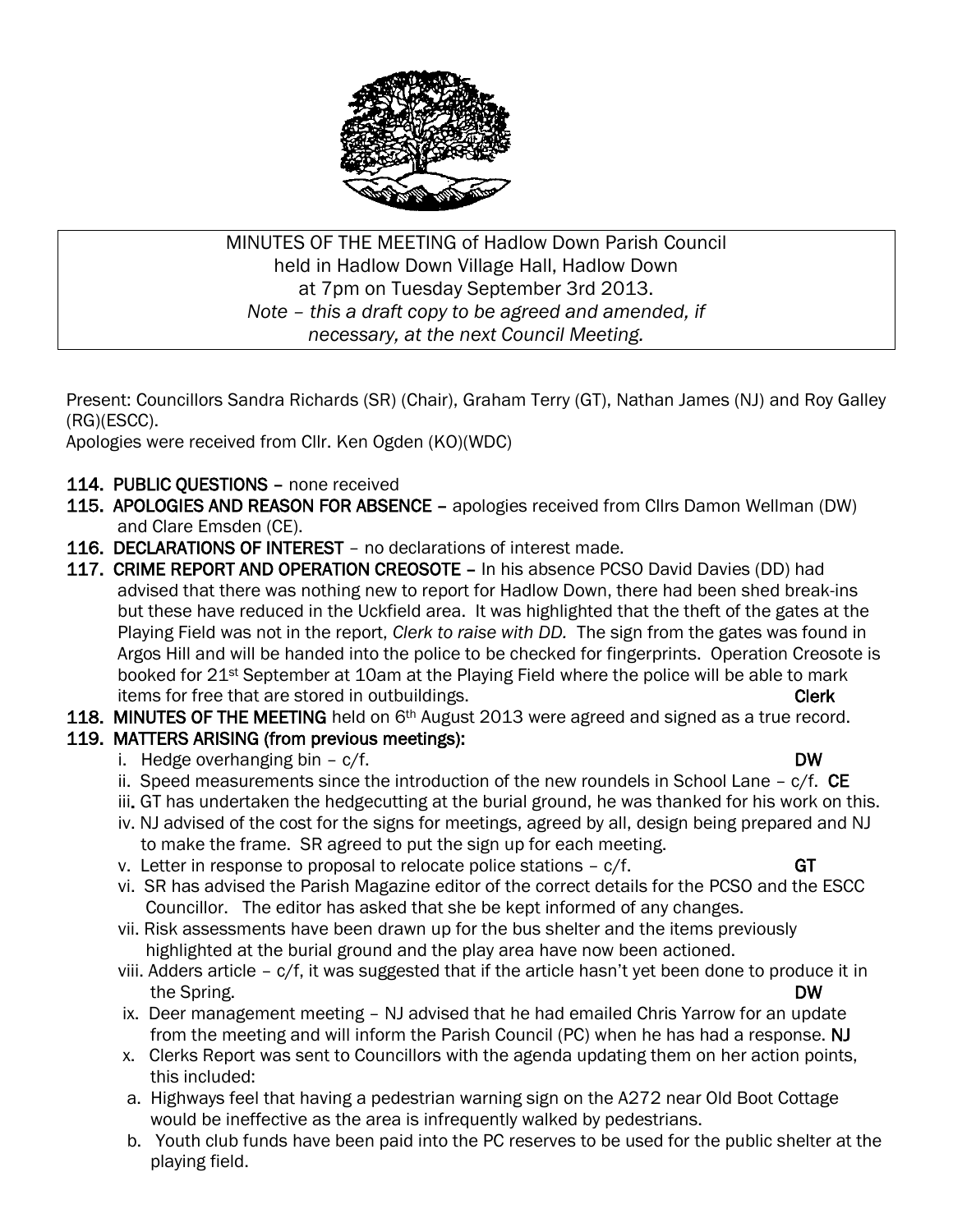MINUTES OF THE MEETING of Hadlow Down Parish Council
held in Hadlow Down Village Hall, Hadlow Down
at 7pm on Tuesday September 3rd 2013.
*Note – this a draft copy to be agreed and amended, if necessary, at the next Council Meeting.*

Present: Councillors Sandra Richards (SR) (Chair), Graham Terry (GT), Nathan James (NJ) and Roy Galley (RG)(ESCC).
Apologies were received from Cllr. Ken Ogden (KO)(WDC)

**114. PUBLIC QUESTIONS –** none received

**115. APOLOGIES AND REASON FOR ABSENCE –** apologies received from Cllrs Damon Wellman (DW) and Clare Emsden (CE).

**116. DECLARATIONS OF INTEREST** – no declarations of interest made.

**117. CRIME REPORT AND OPERATION CREOSOTE –** In his absence PCSO David Davies (DD) had advised that there was nothing new to report for Hadlow Down, there had been shed break-ins but these have reduced in the Uckfield area. It was highlighted that the theft of the gates at the Playing Field was not in the report, *Clerk to raise with DD.* The sign from the gates was found in Argos Hill and will be handed into the police to be checked for fingerprints. Operation Creosote is booked for 21st September at 10am at the Playing Field where the police will be able to mark items for free that are stored in outbuildings. **Clerk**

**118. MINUTES OF THE MEETING** held on 6th August 2013 were agreed and signed as a true record.

**119. MATTERS ARISING (from previous meetings):**

i. Hedge overhanging bin – c/f. **DW**

ii. Speed measurements since the introduction of the new roundels in School Lane – c/f. **CE**

iii. GT has undertaken the hedgecutting at the burial ground, he was thanked for his work on this.

iv. NJ advised of the cost for the signs for meetings, agreed by all, design being prepared and NJ to make the frame. SR agreed to put the sign up for each meeting.

v. Letter in response to proposal to relocate police stations – c/f. **GT**

vi. SR has advised the Parish Magazine editor of the correct details for the PCSO and the ESCC Councillor. The editor has asked that she be kept informed of any changes.

vii. Risk assessments have been drawn up for the bus shelter and the items previously highlighted at the burial ground and the play area have now been actioned.

viii. Adders article – c/f, it was suggested that if the article hasn't yet been done to produce it in the Spring. **DW**

ix. Deer management meeting – NJ advised that he had emailed Chris Yarrow for an update from the meeting and will inform the Parish Council (PC) when he has had a response. **NJ**

x. Clerks Report was sent to Councillors with the agenda updating them on her action points, this included:

a. Highways feel that having a pedestrian warning sign on the A272 near Old Boot Cottage would be ineffective as the area is infrequently walked by pedestrians.

b. Youth club funds have been paid into the PC reserves to be used for the public shelter at the playing field.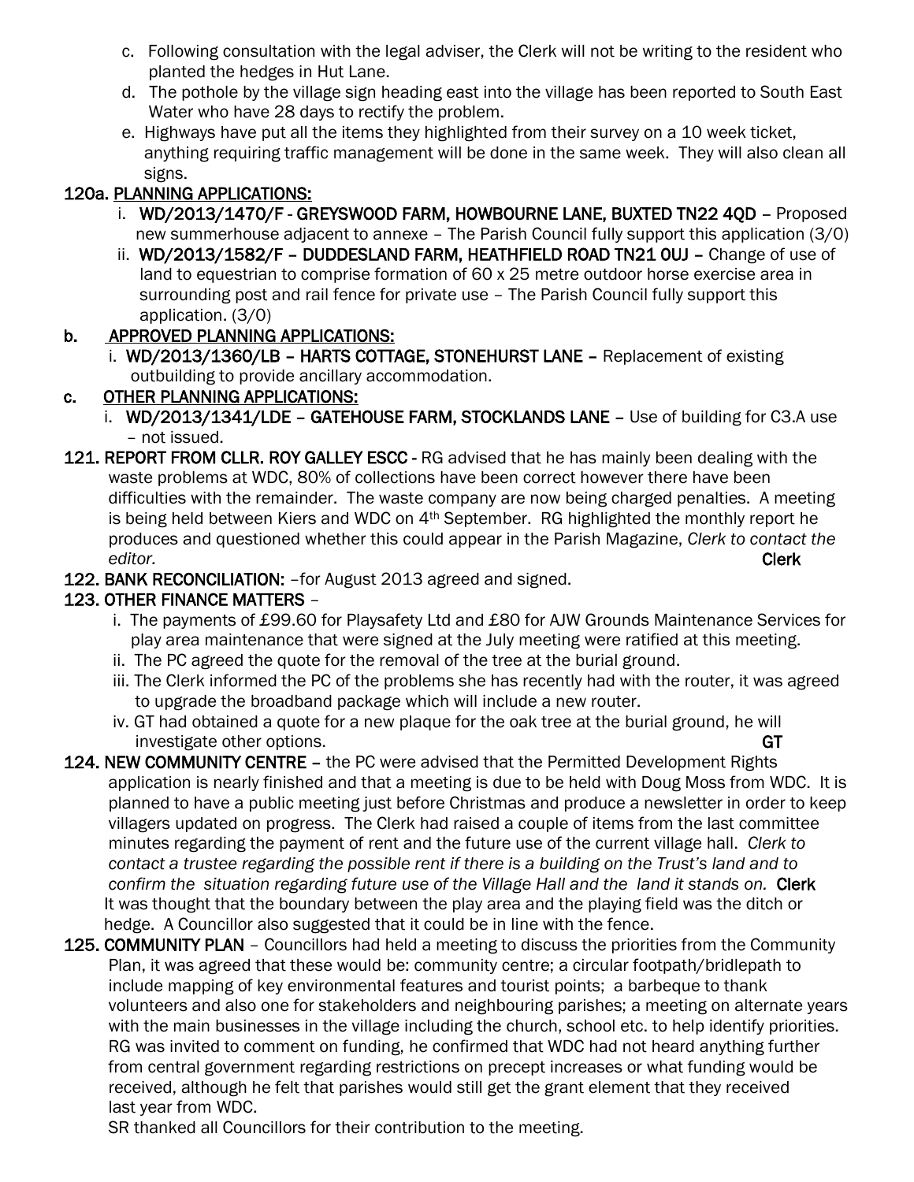c. Following consultation with the legal adviser, the Clerk will not be writing to the resident who planted the hedges in Hut Lane.

d. The pothole by the village sign heading east into the village has been reported to South East Water who have 28 days to rectify the problem.

e. Highways have put all the items they highlighted from their survey on a 10 week ticket, anything requiring traffic management will be done in the same week. They will also clean all signs.

**120a. PLANNING APPLICATIONS:**

i. **WD/2013/1470/F - GREYSWOOD FARM, HOWBOURNE LANE, BUXTED TN22 4QD –** Proposed new summerhouse adjacent to annexe – The Parish Council fully support this application (3/0)

ii. **WD/2013/1582/F – DUDDESLAND FARM, HEATHFIELD ROAD TN21 0UJ –** Change of use of land to equestrian to comprise formation of 60 x 25 metre outdoor horse exercise area in surrounding post and rail fence for private use – The Parish Council fully support this application. (3/0)

**b. APPROVED PLANNING APPLICATIONS:**

i. **WD/2013/1360/LB – HARTS COTTAGE, STONEHURST LANE –** Replacement of existing outbuilding to provide ancillary accommodation.

**c. OTHER PLANNING APPLICATIONS:**

i. **WD/2013/1341/LDE – GATEHOUSE FARM, STOCKLANDS LANE –** Use of building for C3.A use – not issued.

**121. REPORT FROM CLLR. ROY GALLEY ESCC -** RG advised that he has mainly been dealing with the waste problems at WDC, 80% of collections have been correct however there have been difficulties with the remainder. The waste company are now being charged penalties. A meeting is being held between Kiers and WDC on 4th September. RG highlighted the monthly report he produces and questioned whether this could appear in the Parish Magazine, *Clerk to contact the editor.* **Clerk**

**122. BANK RECONCILIATION:** –for August 2013 agreed and signed.

**123. OTHER FINANCE MATTERS** –

i. The payments of £99.60 for Playsafety Ltd and £80 for AJW Grounds Maintenance Services for play area maintenance that were signed at the July meeting were ratified at this meeting.

ii. The PC agreed the quote for the removal of the tree at the burial ground.

iii. The Clerk informed the PC of the problems she has recently had with the router, it was agreed to upgrade the broadband package which will include a new router.

iv. GT had obtained a quote for a new plaque for the oak tree at the burial ground, he will investigate other options. **GT**

**124. NEW COMMUNITY CENTRE –** the PC were advised that the Permitted Development Rights application is nearly finished and that a meeting is due to be held with Doug Moss from WDC. It is planned to have a public meeting just before Christmas and produce a newsletter in order to keep villagers updated on progress. The Clerk had raised a couple of items from the last committee minutes regarding the payment of rent and the future use of the current village hall. *Clerk to contact a trustee regarding the possible rent if there is a building on the Trust's land and to confirm the situation regarding future use of the Village Hall and the land it stands on.* **Clerk**
It was thought that the boundary between the play area and the playing field was the ditch or hedge. A Councillor also suggested that it could be in line with the fence.

**125. COMMUNITY PLAN** – Councillors had held a meeting to discuss the priorities from the Community Plan, it was agreed that these would be: community centre; a circular footpath/bridlepath to include mapping of key environmental features and tourist points; a barbeque to thank volunteers and also one for stakeholders and neighbouring parishes; a meeting on alternate years with the main businesses in the village including the church, school etc. to help identify priorities. RG was invited to comment on funding, he confirmed that WDC had not heard anything further from central government regarding restrictions on precept increases or what funding would be received, although he felt that parishes would still get the grant element that they received last year from WDC.

SR thanked all Councillors for their contribution to the meeting.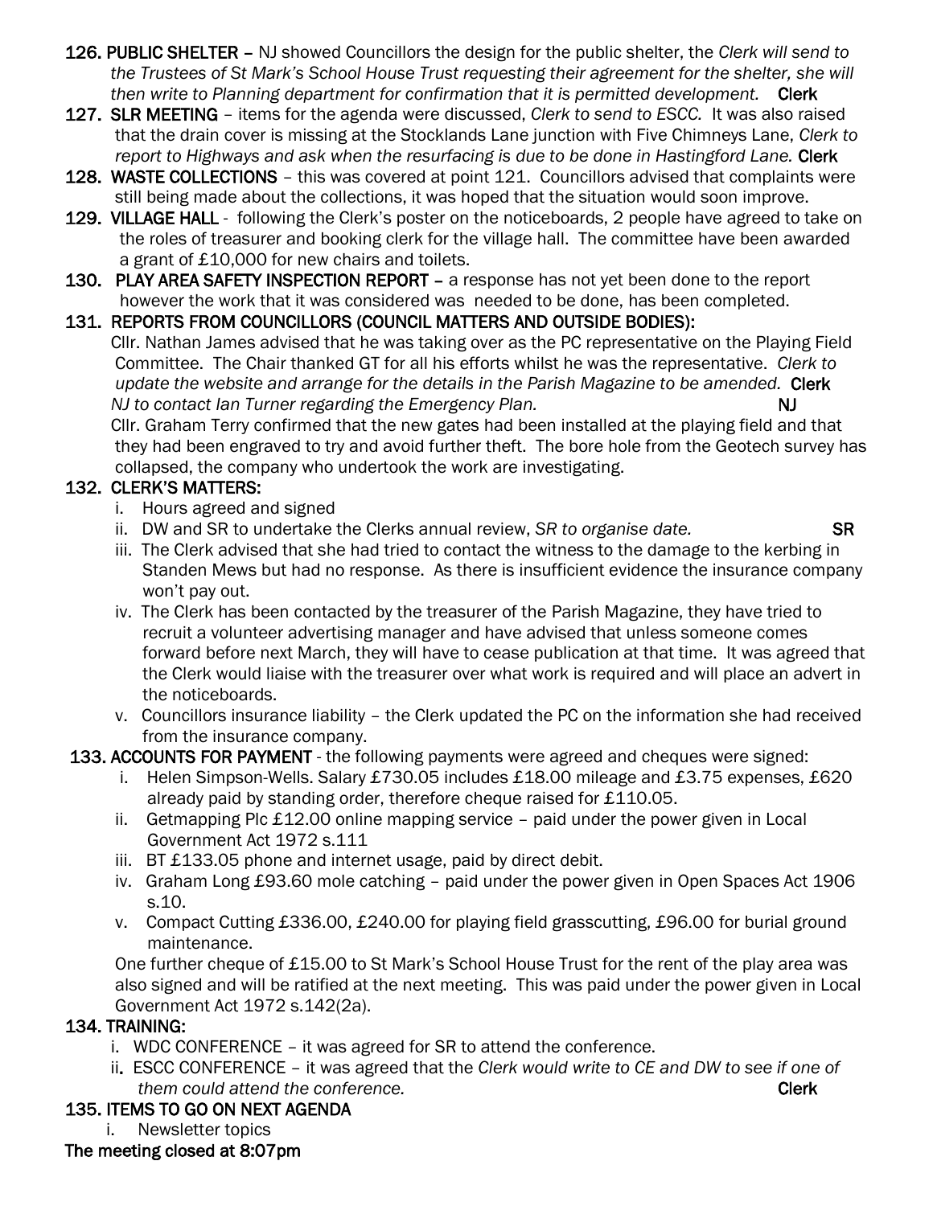**126. PUBLIC SHELTER** – NJ showed Councillors the design for the public shelter, the *Clerk will send to the Trustees of St Mark's School House Trust requesting their agreement for the shelter, she will then write to Planning department for confirmation that it is permitted development.* **Clerk**

**127. SLR MEETING** – items for the agenda were discussed, *Clerk to send to ESCC.* It was also raised that the drain cover is missing at the Stocklands Lane junction with Five Chimneys Lane, *Clerk to report to Highways and ask when the resurfacing is due to be done in Hastingford Lane.* **Clerk**

**128. WASTE COLLECTIONS** – this was covered at point 121. Councillors advised that complaints were still being made about the collections, it was hoped that the situation would soon improve.

**129. VILLAGE HALL** - following the Clerk's poster on the noticeboards, 2 people have agreed to take on the roles of treasurer and booking clerk for the village hall. The committee have been awarded a grant of £10,000 for new chairs and toilets.

**130. PLAY AREA SAFETY INSPECTION REPORT** – a response has not yet been done to the report however the work that it was considered was needed to be done, has been completed.

**131. REPORTS FROM COUNCILLORS (COUNCIL MATTERS AND OUTSIDE BODIES):**

Cllr. Nathan James advised that he was taking over as the PC representative on the Playing Field Committee. The Chair thanked GT for all his efforts whilst he was the representative. *Clerk to update the website and arrange for the details in the Parish Magazine to be amended.* **Clerk**

*NJ to contact Ian Turner regarding the Emergency Plan.* **NJ**

Cllr. Graham Terry confirmed that the new gates had been installed at the playing field and that they had been engraved to try and avoid further theft. The bore hole from the Geotech survey has collapsed, the company who undertook the work are investigating.

**132. CLERK'S MATTERS:**

i. Hours agreed and signed
ii. DW and SR to undertake the Clerks annual review, *SR to organise date.* **SR**
iii. The Clerk advised that she had tried to contact the witness to the damage to the kerbing in Standen Mews but had no response. As there is insufficient evidence the insurance company won't pay out.
iv. The Clerk has been contacted by the treasurer of the Parish Magazine, they have tried to recruit a volunteer advertising manager and have advised that unless someone comes forward before next March, they will have to cease publication at that time. It was agreed that the Clerk would liaise with the treasurer over what work is required and will place an advert in the noticeboards.
v. Councillors insurance liability – the Clerk updated the PC on the information she had received from the insurance company.

**133. ACCOUNTS FOR PAYMENT** - the following payments were agreed and cheques were signed:

i. Helen Simpson-Wells. Salary £730.05 includes £18.00 mileage and £3.75 expenses, £620 already paid by standing order, therefore cheque raised for £110.05.
ii. Getmapping Plc £12.00 online mapping service – paid under the power given in Local Government Act 1972 s.111
iii. BT £133.05 phone and internet usage, paid by direct debit.
iv. Graham Long £93.60 mole catching – paid under the power given in Open Spaces Act 1906 s.10.
v. Compact Cutting £336.00, £240.00 for playing field grasscutting, £96.00 for burial ground maintenance.

One further cheque of £15.00 to St Mark's School House Trust for the rent of the play area was also signed and will be ratified at the next meeting. This was paid under the power given in Local Government Act 1972 s.142(2a).

**134. TRAINING:**

i. WDC CONFERENCE – it was agreed for SR to attend the conference.
ii. ESCC CONFERENCE – it was agreed that the *Clerk would write to CE and DW to see if one of them could attend the conference.* **Clerk**

**135. ITEMS TO GO ON NEXT AGENDA**

i. Newsletter topics

**The meeting closed at 8:07pm**